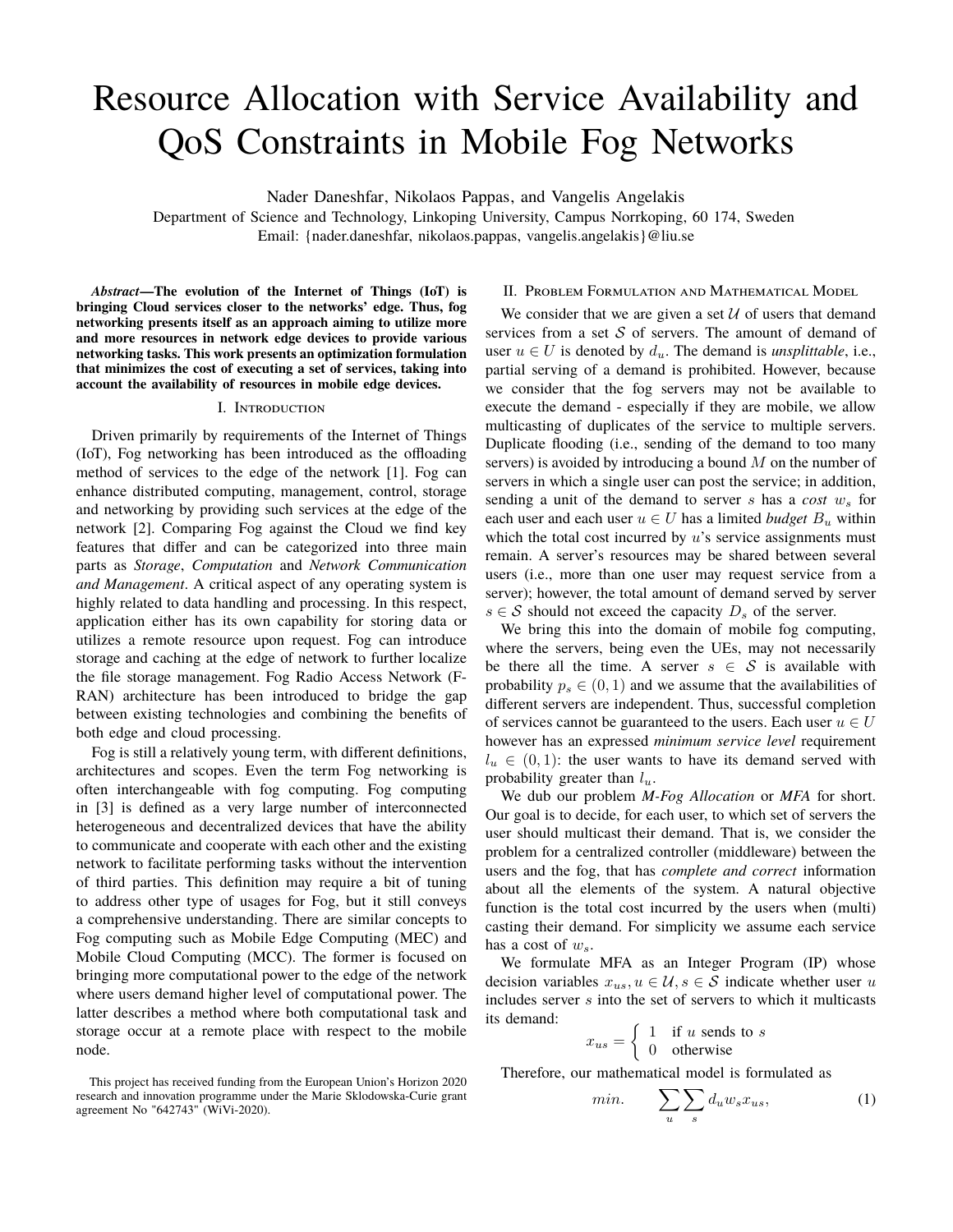# Resource Allocation with Service Availability and QoS Constraints in Mobile Fog Networks

Nader Daneshfar, Nikolaos Pappas, and Vangelis Angelakis

Department of Science and Technology, Linkoping University, Campus Norrkoping, 60 174, Sweden

Email: {nader.daneshfar, nikolaos.pappas, vangelis.angelakis}@liu.se

***Abstract*—The evolution of the Internet of Things (IoT) is bringing Cloud services closer to the networks' edge. Thus, fog networking presents itself as an approach aiming to utilize more and more resources in network edge devices to provide various networking tasks. This work presents an optimization formulation that minimizes the cost of executing a set of services, taking into account the availability of resources in mobile edge devices.**

## I. Introduction

Driven primarily by requirements of the Internet of Things (IoT), Fog networking has been introduced as the offloading method of services to the edge of the network [1]. Fog can enhance distributed computing, management, control, storage and networking by providing such services at the edge of the network [2]. Comparing Fog against the Cloud we find key features that differ and can be categorized into three main parts as *Storage*, *Computation* and *Network Communication and Management*. A critical aspect of any operating system is highly related to data handling and processing. In this respect, application either has its own capability for storing data or utilizes a remote resource upon request. Fog can introduce storage and caching at the edge of network to further localize the file storage management. Fog Radio Access Network (F-RAN) architecture has been introduced to bridge the gap between existing technologies and combining the benefits of both edge and cloud processing.

Fog is still a relatively young term, with different definitions, architectures and scopes. Even the term Fog networking is often interchangeable with fog computing. Fog computing in [3] is defined as a very large number of interconnected heterogeneous and decentralized devices that have the ability to communicate and cooperate with each other and the existing network to facilitate performing tasks without the intervention of third parties. This definition may require a bit of tuning to address other type of usages for Fog, but it still conveys a comprehensive understanding. There are similar concepts to Fog computing such as Mobile Edge Computing (MEC) and Mobile Cloud Computing (MCC). The former is focused on bringing more computational power to the edge of the network where users demand higher level of computational power. The latter describes a method where both computational task and storage occur at a remote place with respect to the mobile node.

This project has received funding from the European Union's Horizon 2020 research and innovation programme under the Marie Sklodowska-Curie grant agreement No "642743" (WiVi-2020).

## II. Problem Formulation and Mathematical Model

We consider that we are given a set $\mathcal{U}$ of users that demand services from a set $\mathcal{S}$ of servers. The amount of demand of user $u \in U$ is denoted by $d_u$. The demand is *unsplittable*, i.e., partial serving of a demand is prohibited. However, because we consider that the fog servers may not be available to execute the demand - especially if they are mobile, we allow multicasting of duplicates of the service to multiple servers. Duplicate flooding (i.e., sending of the demand to too many servers) is avoided by introducing a bound $M$ on the number of servers in which a single user can post the service; in addition, sending a unit of the demand to server $s$ has a *cost* $w_s$ for each user and each user $u \in U$ has a limited *budget* $B_u$ within which the total cost incurred by $u$'s service assignments must remain. A server's resources may be shared between several users (i.e., more than one user may request service from a server); however, the total amount of demand served by server $s \in \mathcal{S}$ should not exceed the capacity $D_s$ of the server.

We bring this into the domain of mobile fog computing, where the servers, being even the UEs, may not necessarily be there all the time. A server $s \in \mathcal{S}$ is available with probability $p_s \in (0, 1)$ and we assume that the availabilities of different servers are independent. Thus, successful completion of services cannot be guaranteed to the users. Each user $u \in U$ however has an expressed *minimum service level* requirement $l_u \in (0, 1)$: the user wants to have its demand served with probability greater than $l_u$.

We dub our problem *M-Fog Allocation* or *MFA* for short. Our goal is to decide, for each user, to which set of servers the user should multicast their demand. That is, we consider the problem for a centralized controller (middleware) between the users and the fog, that has *complete and correct* information about all the elements of the system. A natural objective function is the total cost incurred by the users when (multi) casting their demand. For simplicity we assume each service has a cost of $w_s$.

We formulate MFA as an Integer Program (IP) whose decision variables $x_{us}, u \in \mathcal{U}, s \in \mathcal{S}$ indicate whether user $u$ includes server $s$ into the set of servers to which it multicasts its demand:

$$x_{us} = \begin{cases} 1 & \text{if } u \text{ sends to } s \\ 0 & \text{otherwise} \end{cases}$$

Therefore, our mathematical model is formulated as

$$min. \qquad \sum_{u} \sum_{s} d_u w_s x_{us}, \tag{1}$$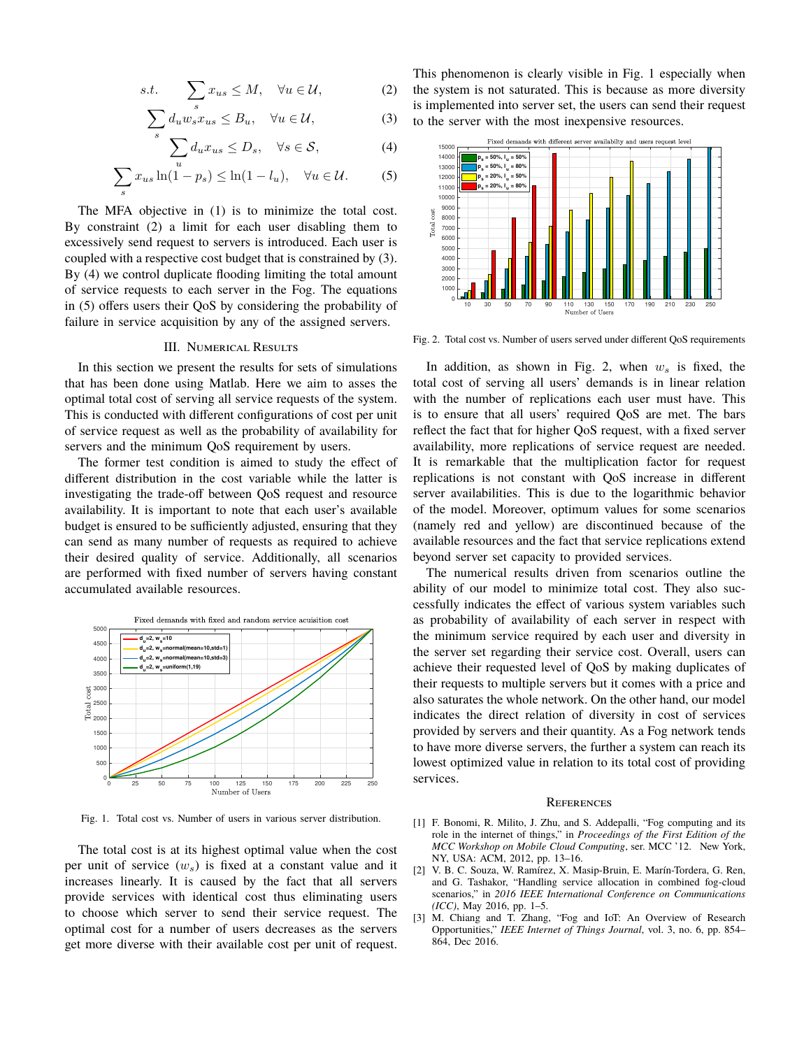$$
\begin{aligned}
s.t. \quad & \sum_s x_{us} \leq M, \quad \forall u \in \mathcal{U}, & (2) \\
& \sum_s d_u w_s x_{us} \leq B_u, \quad \forall u \in \mathcal{U}, & (3) \\
& \sum_u d_u x_{us} \leq D_s, \quad \forall s \in \mathcal{S}, & (4) \\
& \sum_s x_{us} \ln(1 - p_s) \leq \ln(1 - l_u), \quad \forall u \in \mathcal{U}. & (5)
\end{aligned}
$$

The MFA objective in (1) is to minimize the total cost. By constraint (2) a limit for each user disabling them to excessively send request to servers is introduced. Each user is coupled with a respective cost budget that is constrained by (3). By (4) we control duplicate flooding limiting the total amount of service requests to each server in the Fog. The equations in (5) offers users their QoS by considering the probability of failure in service acquisition by any of the assigned servers.

## III. Numerical Results

In this section we present the results for sets of simulations that has been done using Matlab. Here we aim to asses the optimal total cost of serving all service requests of the system. This is conducted with different configurations of cost per unit of service request as well as the probability of availability for servers and the minimum QoS requirement by users.

The former test condition is aimed to study the effect of different distribution in the cost variable while the latter is investigating the trade-off between QoS request and resource availability. It is important to note that each user's available budget is ensured to be sufficiently adjusted, ensuring that they can send as many number of requests as required to achieve their desired quality of service. Additionally, all scenarios are performed with fixed number of servers having constant accumulated available resources.

Fixed demands with fixed and random service acuisition cost

Total cost

Number of Users

$d_u$=2, $w_s$=10

$d_u$=2, $w_s$=normal(mean=10,std=1)

$d_u$=2, $w_s$=normal(mean=10,std=3)

$d_u$=2, $w_s$=uniform(1,19)

0, 500, 1000, 1500, 2000, 2500, 3000, 3500, 4000, 4500, 5000

0, 25, 50, 75, 100, 125, 150, 175, 200, 225, 250

Fig. 1. Total cost vs. Number of users in various server distribution.

The total cost is at its highest optimal value when the cost per unit of service ($w_s$) is fixed at a constant value and it increases linearly. It is caused by the fact that all servers provide services with identical cost thus eliminating users to choose which server to send their service request. The optimal cost for a number of users decreases as the servers get more diverse with their available cost per unit of request. This phenomenon is clearly visible in Fig. 1 especially when the system is not saturated. This is because as more diversity is implemented into server set, the users can send their request to the server with the most inexpensive resources.

Fixed demands with different server availabilty and users request level

Total cost

Number of Users

$p_s$ = 50%, $l_u$ = 50%

$p_s$ = 50%, $l_u$ = 80%

$p_s$ = 20%, $l_u$ = 50%

$p_s$ = 20%, $l_u$ = 80%

0, 1000, 2000, 3000, 4000, 5000, 6000, 7000, 8000, 9000, 10000, 11000, 12000, 13000, 14000, 15000

10, 30, 50, 70, 90, 110, 130, 150, 170, 190, 210, 230, 250

Fig. 2. Total cost vs. Number of users served under different QoS requirements

In addition, as shown in Fig. 2, when $w_s$ is fixed, the total cost of serving all users' demands is in linear relation with the number of replications each user must have. This is to ensure that all users' required QoS are met. The bars reflect the fact that for higher QoS request, with a fixed server availability, more replications of service request are needed. It is remarkable that the multiplication factor for request replications is not constant with QoS increase in different server availabilities. This is due to the logarithmic behavior of the model. Moreover, optimum values for some scenarios (namely red and yellow) are discontinued because of the available resources and the fact that service replications extend beyond server set capacity to provided services.

The numerical results driven from scenarios outline the ability of our model to minimize total cost. They also successfully indicates the effect of various system variables such as probability of availability of each server in respect with the minimum service required by each user and diversity in the server set regarding their service cost. Overall, users can achieve their requested level of QoS by making duplicates of their requests to multiple servers but it comes with a price and also saturates the whole network. On the other hand, our model indicates the direct relation of diversity in cost of services provided by servers and their quantity. As a Fog network tends to have more diverse servers, the further a system can reach its lowest optimized value in relation to its total cost of providing services.

## References

[1] F. Bonomi, R. Milito, J. Zhu, and S. Addepalli, "Fog computing and its role in the internet of things," in *Proceedings of the First Edition of the MCC Workshop on Mobile Cloud Computing*, ser. MCC '12. New York, NY, USA: ACM, 2012, pp. 13–16.

[2] V. B. C. Souza, W. Ramírez, X. Masip-Bruin, E. Marín-Tordera, G. Ren, and G. Tashakor, "Handling service allocation in combined fog-cloud scenarios," in *2016 IEEE International Conference on Communications (ICC)*, May 2016, pp. 1–5.

[3] M. Chiang and T. Zhang, "Fog and IoT: An Overview of Research Opportunities," *IEEE Internet of Things Journal*, vol. 3, no. 6, pp. 854–864, Dec 2016.